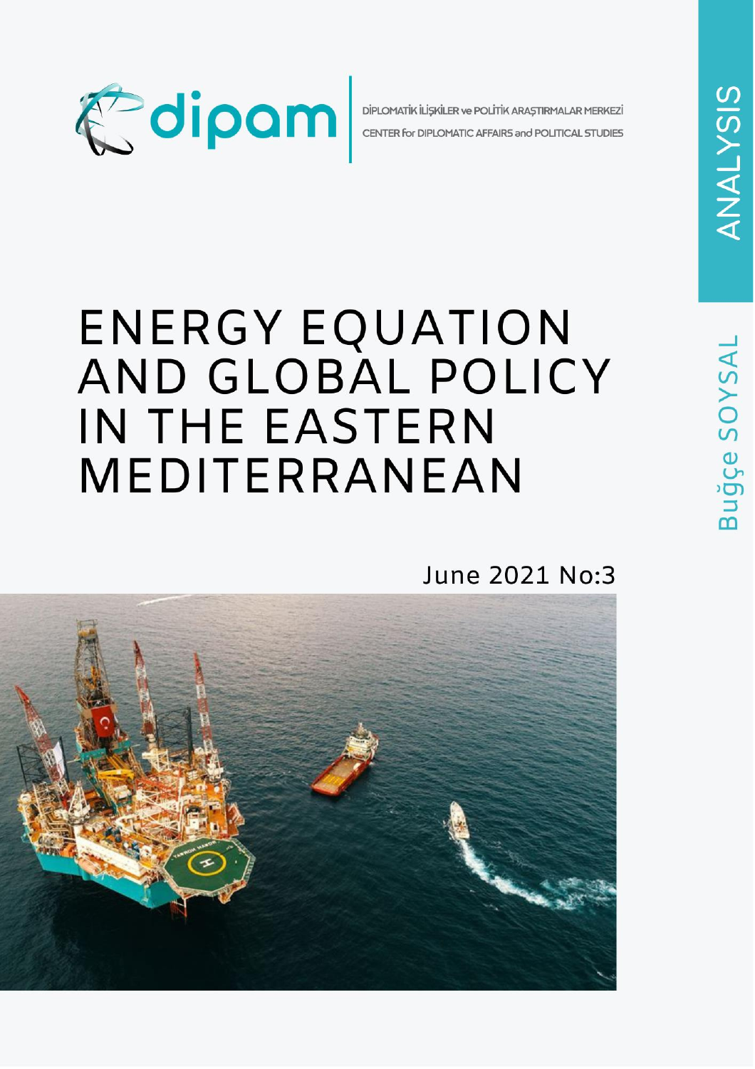dipam

DİPLOMATİK İLİŞKİLER ve POLİTİK ARAŞTIRMALAR MERKEZİ

CENTER for DIPLOMATIC AFFAIRS and POLITICAL STUDIES

ANALYSIS

Buğçe SOYSAL

# ENERGY EQUATION AND GLOBAL POLICY IN THE EASTERN MEDITERRANEAN

June 2021 No:3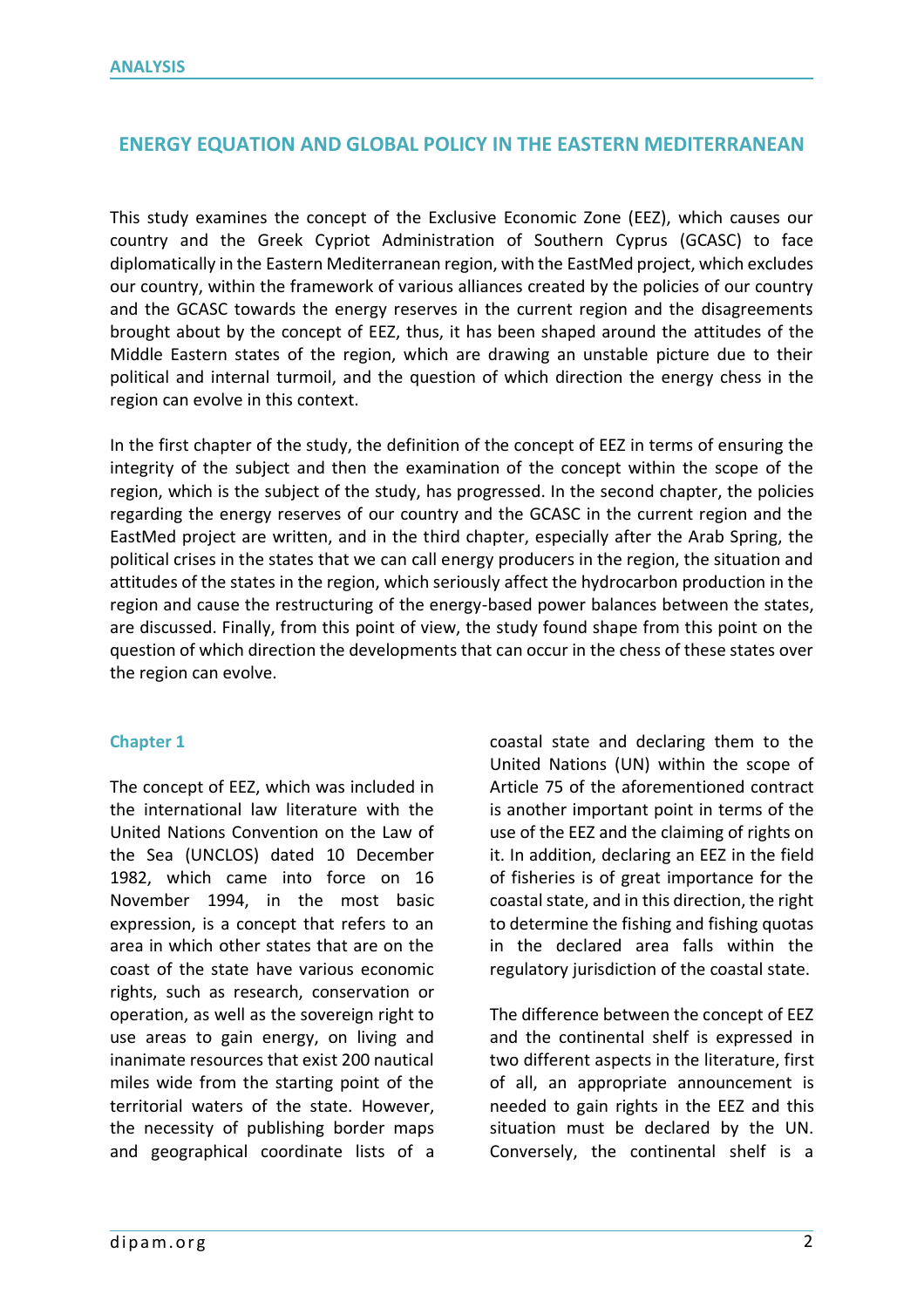## ENERGY EQUATION AND GLOBAL POLICY IN THE EASTERN MEDITERRANEAN

This study examines the concept of the Exclusive Economic Zone (EEZ), which causes our country and the Greek Cypriot Administration of Southern Cyprus (GCASC) to face diplomatically in the Eastern Mediterranean region, with the EastMed project, which excludes our country, within the framework of various alliances created by the policies of our country and the GCASC towards the energy reserves in the current region and the disagreements brought about by the concept of EEZ, thus, it has been shaped around the attitudes of the Middle Eastern states of the region, which are drawing an unstable picture due to their political and internal turmoil, and the question of which direction the energy chess in the region can evolve in this context.

In the first chapter of the study, the definition of the concept of EEZ in terms of ensuring the integrity of the subject and then the examination of the concept within the scope of the region, which is the subject of the study, has progressed. In the second chapter, the policies regarding the energy reserves of our country and the GCASC in the current region and the EastMed project are written, and in the third chapter, especially after the Arab Spring, the political crises in the states that we can call energy producers in the region, the situation and attitudes of the states in the region, which seriously affect the hydrocarbon production in the region and cause the restructuring of the energy-based power balances between the states, are discussed. Finally, from this point of view, the study found shape from this point on the question of which direction the developments that can occur in the chess of these states over the region can evolve.

### Chapter 1

The concept of EEZ, which was included in the international law literature with the United Nations Convention on the Law of the Sea (UNCLOS) dated 10 December 1982, which came into force on 16 November 1994, in the most basic expression, is a concept that refers to an area in which other states that are on the coast of the state have various economic rights, such as research, conservation or operation, as well as the sovereign right to use areas to gain energy, on living and inanimate resources that exist 200 nautical miles wide from the starting point of the territorial waters of the state. However, the necessity of publishing border maps and geographical coordinate lists of a coastal state and declaring them to the United Nations (UN) within the scope of Article 75 of the aforementioned contract is another important point in terms of the use of the EEZ and the claiming of rights on it. In addition, declaring an EEZ in the field of fisheries is of great importance for the coastal state, and in this direction, the right to determine the fishing and fishing quotas in the declared area falls within the regulatory jurisdiction of the coastal state.

The difference between the concept of EEZ and the continental shelf is expressed in two different aspects in the literature, first of all, an appropriate announcement is needed to gain rights in the EEZ and this situation must be declared by the UN. Conversely, the continental shelf is a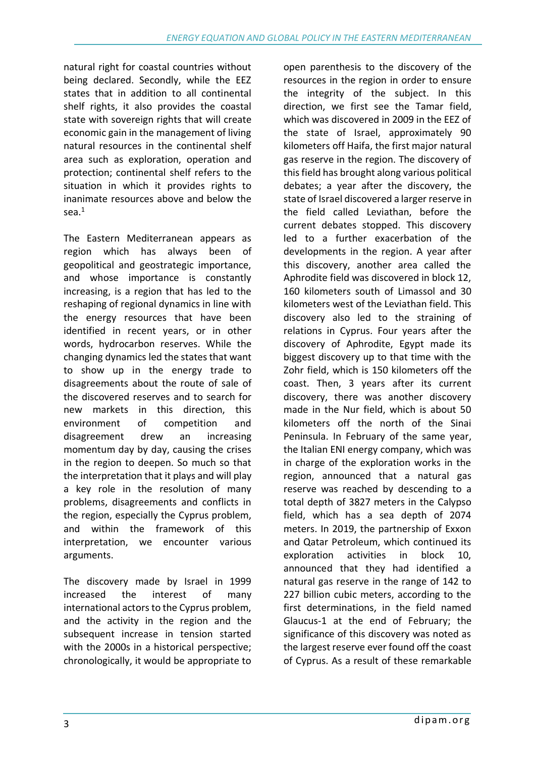natural right for coastal countries without being declared. Secondly, while the EEZ states that in addition to all continental shelf rights, it also provides the coastal state with sovereign rights that will create economic gain in the management of living natural resources in the continental shelf area such as exploration, operation and protection; continental shelf refers to the situation in which it provides rights to inanimate resources above and below the sea.[1]

The Eastern Mediterranean appears as region which has always been of geopolitical and geostrategic importance, and whose importance is constantly increasing, is a region that has led to the reshaping of regional dynamics in line with the energy resources that have been identified in recent years, or in other words, hydrocarbon reserves. While the changing dynamics led the states that want to show up in the energy trade to disagreements about the route of sale of the discovered reserves and to search for new markets in this direction, this environment of competition and disagreement drew an increasing momentum day by day, causing the crises in the region to deepen. So much so that the interpretation that it plays and will play a key role in the resolution of many problems, disagreements and conflicts in the region, especially the Cyprus problem, and within the framework of this interpretation, we encounter various arguments.

The discovery made by Israel in 1999 increased the interest of many international actors to the Cyprus problem, and the activity in the region and the subsequent increase in tension started with the 2000s in a historical perspective; chronologically, it would be appropriate to open parenthesis to the discovery of the resources in the region in order to ensure the integrity of the subject. In this direction, we first see the Tamar field, which was discovered in 2009 in the EEZ of the state of Israel, approximately 90 kilometers off Haifa, the first major natural gas reserve in the region. The discovery of this field has brought along various political debates; a year after the discovery, the state of Israel discovered a larger reserve in the field called Leviathan, before the current debates stopped. This discovery led to a further exacerbation of the developments in the region. A year after this discovery, another area called the Aphrodite field was discovered in block 12, 160 kilometers south of Limassol and 30 kilometers west of the Leviathan field. This discovery also led to the straining of relations in Cyprus. Four years after the discovery of Aphrodite, Egypt made its biggest discovery up to that time with the Zohr field, which is 150 kilometers off the coast. Then, 3 years after its current discovery, there was another discovery made in the Nur field, which is about 50 kilometers off the north of the Sinai Peninsula. In February of the same year, the Italian ENI energy company, which was in charge of the exploration works in the region, announced that a natural gas reserve was reached by descending to a total depth of 3827 meters in the Calypso field, which has a sea depth of 2074 meters. In 2019, the partnership of Exxon and Qatar Petroleum, which continued its exploration activities in block 10, announced that they had identified a natural gas reserve in the range of 142 to 227 billion cubic meters, according to the first determinations, in the field named Glaucus-1 at the end of February; the significance of this discovery was noted as the largest reserve ever found off the coast of Cyprus. As a result of these remarkable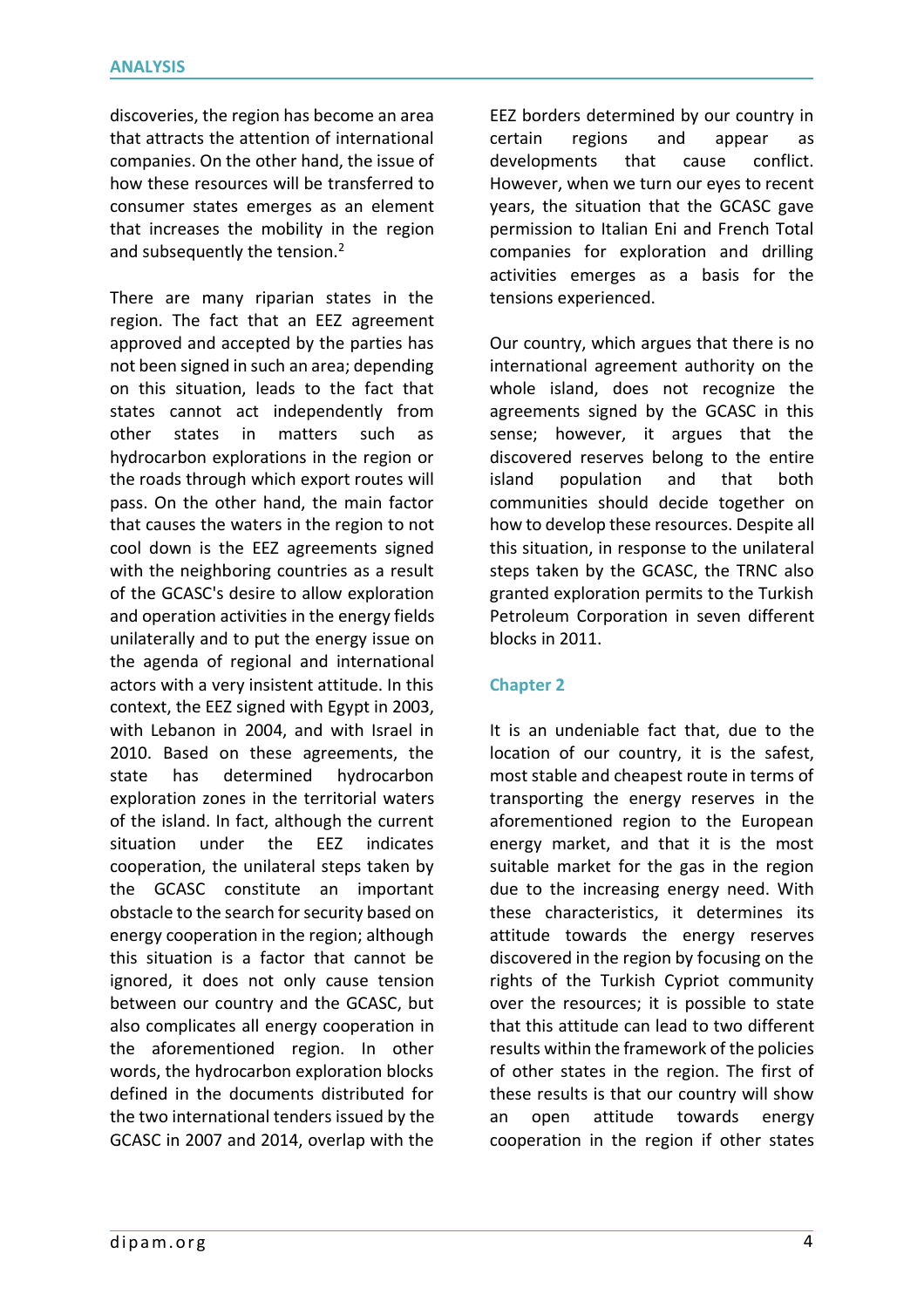discoveries, the region has become an area that attracts the attention of international companies. On the other hand, the issue of how these resources will be transferred to consumer states emerges as an element that increases the mobility in the region and subsequently the tension.[2]

There are many riparian states in the region. The fact that an EEZ agreement approved and accepted by the parties has not been signed in such an area; depending on this situation, leads to the fact that states cannot act independently from other states in matters such as hydrocarbon explorations in the region or the roads through which export routes will pass. On the other hand, the main factor that causes the waters in the region to not cool down is the EEZ agreements signed with the neighboring countries as a result of the GCASC's desire to allow exploration and operation activities in the energy fields unilaterally and to put the energy issue on the agenda of regional and international actors with a very insistent attitude. In this context, the EEZ signed with Egypt in 2003, with Lebanon in 2004, and with Israel in 2010. Based on these agreements, the state has determined hydrocarbon exploration zones in the territorial waters of the island. In fact, although the current situation under the EEZ indicates cooperation, the unilateral steps taken by the GCASC constitute an important obstacle to the search for security based on energy cooperation in the region; although this situation is a factor that cannot be ignored, it does not only cause tension between our country and the GCASC, but also complicates all energy cooperation in the aforementioned region. In other words, the hydrocarbon exploration blocks defined in the documents distributed for the two international tenders issued by the GCASC in 2007 and 2014, overlap with the EEZ borders determined by our country in certain regions and appear as developments that cause conflict. However, when we turn our eyes to recent years, the situation that the GCASC gave permission to Italian Eni and French Total companies for exploration and drilling activities emerges as a basis for the tensions experienced.

Our country, which argues that there is no international agreement authority on the whole island, does not recognize the agreements signed by the GCASC in this sense; however, it argues that the discovered reserves belong to the entire island population and that both communities should decide together on how to develop these resources. Despite all this situation, in response to the unilateral steps taken by the GCASC, the TRNC also granted exploration permits to the Turkish Petroleum Corporation in seven different blocks in 2011.

## Chapter 2

It is an undeniable fact that, due to the location of our country, it is the safest, most stable and cheapest route in terms of transporting the energy reserves in the aforementioned region to the European energy market, and that it is the most suitable market for the gas in the region due to the increasing energy need. With these characteristics, it determines its attitude towards the energy reserves discovered in the region by focusing on the rights of the Turkish Cypriot community over the resources; it is possible to state that this attitude can lead to two different results within the framework of the policies of other states in the region. The first of these results is that our country will show an open attitude towards energy cooperation in the region if other states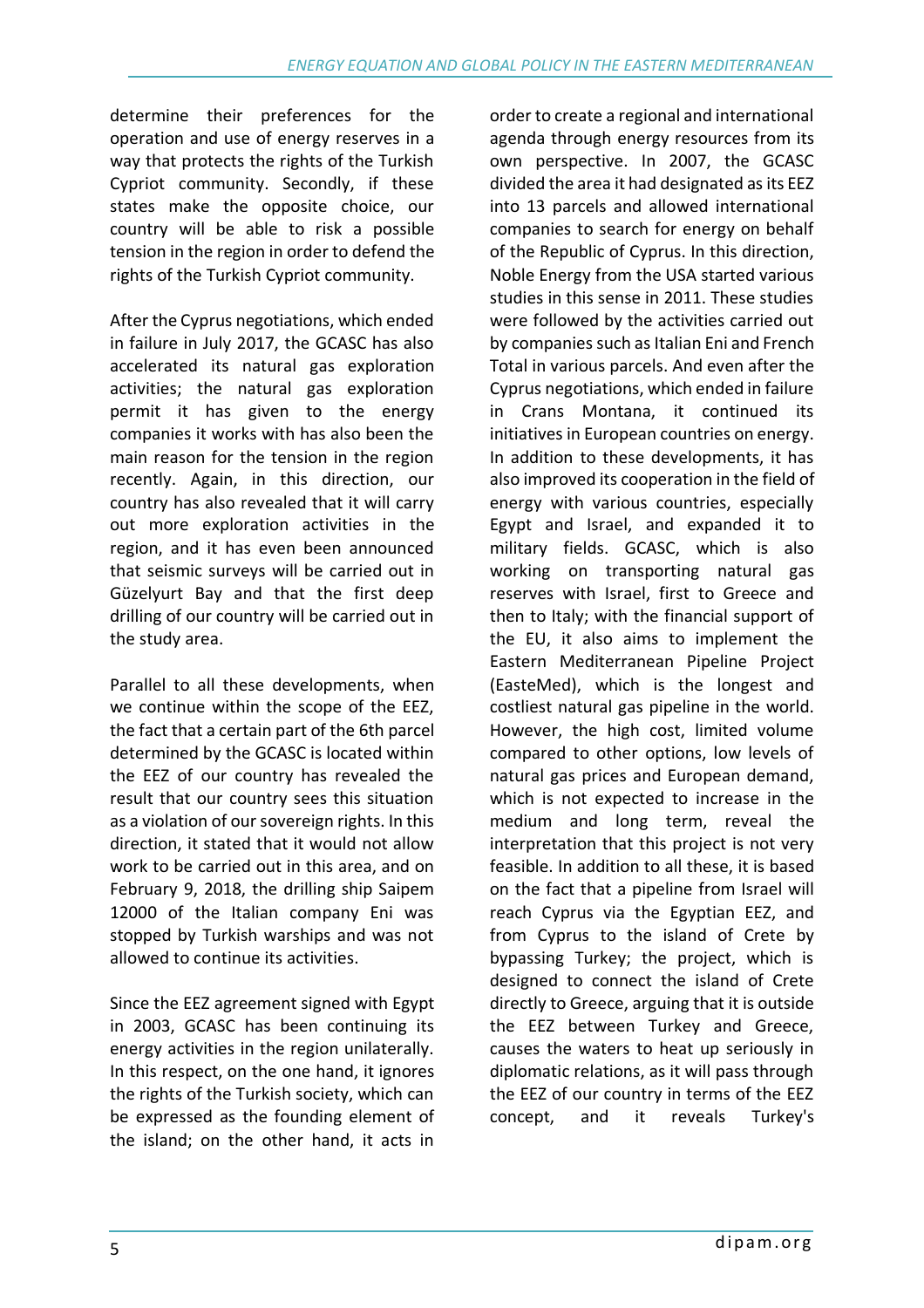determine their preferences for the operation and use of energy reserves in a way that protects the rights of the Turkish Cypriot community. Secondly, if these states make the opposite choice, our country will be able to risk a possible tension in the region in order to defend the rights of the Turkish Cypriot community.

After the Cyprus negotiations, which ended in failure in July 2017, the GCASC has also accelerated its natural gas exploration activities; the natural gas exploration permit it has given to the energy companies it works with has also been the main reason for the tension in the region recently. Again, in this direction, our country has also revealed that it will carry out more exploration activities in the region, and it has even been announced that seismic surveys will be carried out in Güzelyurt Bay and that the first deep drilling of our country will be carried out in the study area.

Parallel to all these developments, when we continue within the scope of the EEZ, the fact that a certain part of the 6th parcel determined by the GCASC is located within the EEZ of our country has revealed the result that our country sees this situation as a violation of our sovereign rights. In this direction, it stated that it would not allow work to be carried out in this area, and on February 9, 2018, the drilling ship Saipem 12000 of the Italian company Eni was stopped by Turkish warships and was not allowed to continue its activities.

Since the EEZ agreement signed with Egypt in 2003, GCASC has been continuing its energy activities in the region unilaterally. In this respect, on the one hand, it ignores the rights of the Turkish society, which can be expressed as the founding element of the island; on the other hand, it acts in order to create a regional and international agenda through energy resources from its own perspective. In 2007, the GCASC divided the area it had designated as its EEZ into 13 parcels and allowed international companies to search for energy on behalf of the Republic of Cyprus. In this direction, Noble Energy from the USA started various studies in this sense in 2011. These studies were followed by the activities carried out by companies such as Italian Eni and French Total in various parcels. And even after the Cyprus negotiations, which ended in failure in Crans Montana, it continued its initiatives in European countries on energy. In addition to these developments, it has also improved its cooperation in the field of energy with various countries, especially Egypt and Israel, and expanded it to military fields. GCASC, which is also working on transporting natural gas reserves with Israel, first to Greece and then to Italy; with the financial support of the EU, it also aims to implement the Eastern Mediterranean Pipeline Project (EasteMed), which is the longest and costliest natural gas pipeline in the world. However, the high cost, limited volume compared to other options, low levels of natural gas prices and European demand, which is not expected to increase in the medium and long term, reveal the interpretation that this project is not very feasible. In addition to all these, it is based on the fact that a pipeline from Israel will reach Cyprus via the Egyptian EEZ, and from Cyprus to the island of Crete by bypassing Turkey; the project, which is designed to connect the island of Crete directly to Greece, arguing that it is outside the EEZ between Turkey and Greece, causes the waters to heat up seriously in diplomatic relations, as it will pass through the EEZ of our country in terms of the EEZ concept, and it reveals Turkey's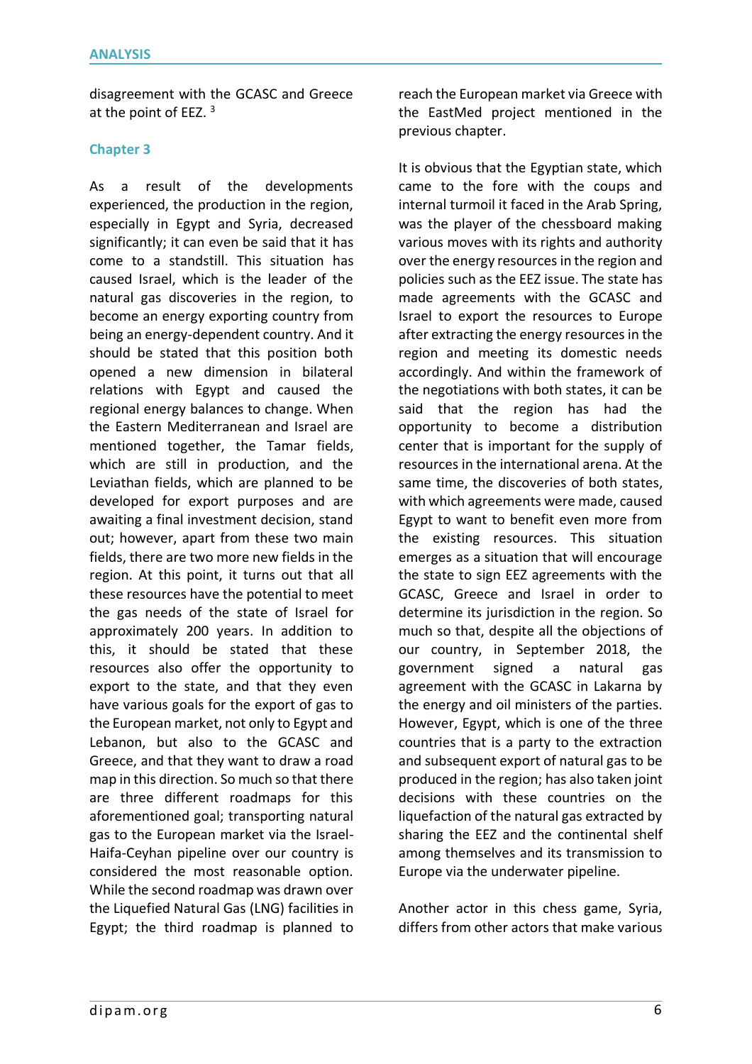disagreement with the GCASC and Greece at the point of EEZ. [3]

## Chapter 3

As a result of the developments experienced, the production in the region, especially in Egypt and Syria, decreased significantly; it can even be said that it has come to a standstill. This situation has caused Israel, which is the leader of the natural gas discoveries in the region, to become an energy exporting country from being an energy-dependent country. And it should be stated that this position both opened a new dimension in bilateral relations with Egypt and caused the regional energy balances to change. When the Eastern Mediterranean and Israel are mentioned together, the Tamar fields, which are still in production, and the Leviathan fields, which are planned to be developed for export purposes and are awaiting a final investment decision, stand out; however, apart from these two main fields, there are two more new fields in the region. At this point, it turns out that all these resources have the potential to meet the gas needs of the state of Israel for approximately 200 years. In addition to this, it should be stated that these resources also offer the opportunity to export to the state, and that they even have various goals for the export of gas to the European market, not only to Egypt and Lebanon, but also to the GCASC and Greece, and that they want to draw a road map in this direction. So much so that there are three different roadmaps for this aforementioned goal; transporting natural gas to the European market via the Israel-Haifa-Ceyhan pipeline over our country is considered the most reasonable option. While the second roadmap was drawn over the Liquefied Natural Gas (LNG) facilities in Egypt; the third roadmap is planned to reach the European market via Greece with the EastMed project mentioned in the previous chapter.

It is obvious that the Egyptian state, which came to the fore with the coups and internal turmoil it faced in the Arab Spring, was the player of the chessboard making various moves with its rights and authority over the energy resources in the region and policies such as the EEZ issue. The state has made agreements with the GCASC and Israel to export the resources to Europe after extracting the energy resources in the region and meeting its domestic needs accordingly. And within the framework of the negotiations with both states, it can be said that the region has had the opportunity to become a distribution center that is important for the supply of resources in the international arena. At the same time, the discoveries of both states, with which agreements were made, caused Egypt to want to benefit even more from the existing resources. This situation emerges as a situation that will encourage the state to sign EEZ agreements with the GCASC, Greece and Israel in order to determine its jurisdiction in the region. So much so that, despite all the objections of our country, in September 2018, the government signed a natural gas agreement with the GCASC in Lakarna by the energy and oil ministers of the parties. However, Egypt, which is one of the three countries that is a party to the extraction and subsequent export of natural gas to be produced in the region; has also taken joint decisions with these countries on the liquefaction of the natural gas extracted by sharing the EEZ and the continental shelf among themselves and its transmission to Europe via the underwater pipeline.

Another actor in this chess game, Syria, differs from other actors that make various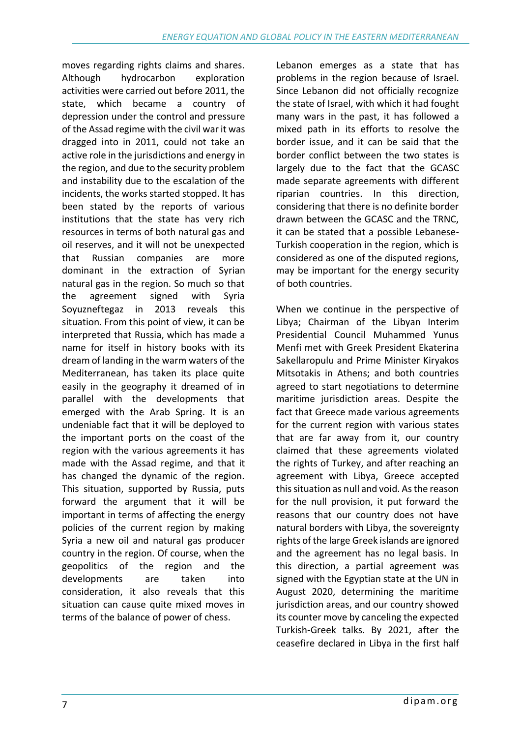moves regarding rights claims and shares. Although hydrocarbon exploration activities were carried out before 2011, the state, which became a country of depression under the control and pressure of the Assad regime with the civil war it was dragged into in 2011, could not take an active role in the jurisdictions and energy in the region, and due to the security problem and instability due to the escalation of the incidents, the works started stopped. It has been stated by the reports of various institutions that the state has very rich resources in terms of both natural gas and oil reserves, and it will not be unexpected that Russian companies are more dominant in the extraction of Syrian natural gas in the region. So much so that the agreement signed with Syria Soyuzneftegaz in 2013 reveals this situation. From this point of view, it can be interpreted that Russia, which has made a name for itself in history books with its dream of landing in the warm waters of the Mediterranean, has taken its place quite easily in the geography it dreamed of in parallel with the developments that emerged with the Arab Spring. It is an undeniable fact that it will be deployed to the important ports on the coast of the region with the various agreements it has made with the Assad regime, and that it has changed the dynamic of the region. This situation, supported by Russia, puts forward the argument that it will be important in terms of affecting the energy policies of the current region by making Syria a new oil and natural gas producer country in the region. Of course, when the geopolitics of the region and the developments are taken into consideration, it also reveals that this situation can cause quite mixed moves in terms of the balance of power of chess.

Lebanon emerges as a state that has problems in the region because of Israel. Since Lebanon did not officially recognize the state of Israel, with which it had fought many wars in the past, it has followed a mixed path in its efforts to resolve the border issue, and it can be said that the border conflict between the two states is largely due to the fact that the GCASC made separate agreements with different riparian countries. In this direction, considering that there is no definite border drawn between the GCASC and the TRNC, it can be stated that a possible Lebanese-Turkish cooperation in the region, which is considered as one of the disputed regions, may be important for the energy security of both countries.

When we continue in the perspective of Libya; Chairman of the Libyan Interim Presidential Council Muhammed Yunus Menfi met with Greek President Ekaterina Sakellaropulu and Prime Minister Kiryakos Mitsotakis in Athens; and both countries agreed to start negotiations to determine maritime jurisdiction areas. Despite the fact that Greece made various agreements for the current region with various states that are far away from it, our country claimed that these agreements violated the rights of Turkey, and after reaching an agreement with Libya, Greece accepted this situation as null and void. As the reason for the null provision, it put forward the reasons that our country does not have natural borders with Libya, the sovereignty rights of the large Greek islands are ignored and the agreement has no legal basis. In this direction, a partial agreement was signed with the Egyptian state at the UN in August 2020, determining the maritime jurisdiction areas, and our country showed its counter move by canceling the expected Turkish-Greek talks. By 2021, after the ceasefire declared in Libya in the first half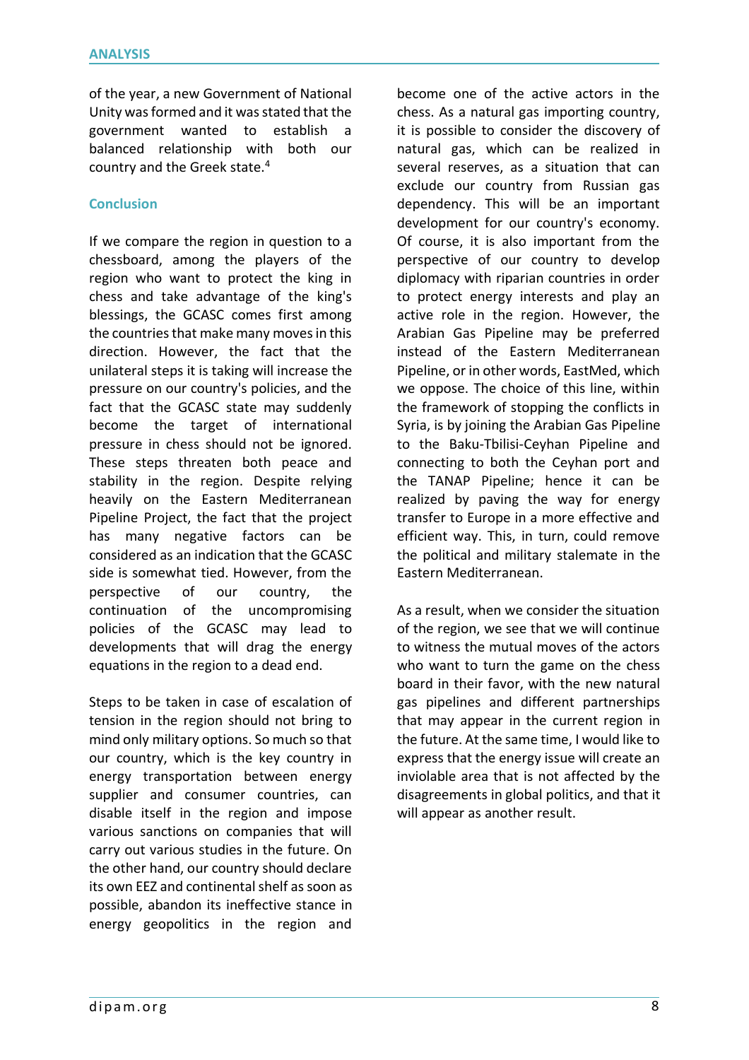of the year, a new Government of National Unity was formed and it was stated that the government wanted to establish a balanced relationship with both our country and the Greek state.[4]

## Conclusion

If we compare the region in question to a chessboard, among the players of the region who want to protect the king in chess and take advantage of the king's blessings, the GCASC comes first among the countries that make many moves in this direction. However, the fact that the unilateral steps it is taking will increase the pressure on our country's policies, and the fact that the GCASC state may suddenly become the target of international pressure in chess should not be ignored. These steps threaten both peace and stability in the region. Despite relying heavily on the Eastern Mediterranean Pipeline Project, the fact that the project has many negative factors can be considered as an indication that the GCASC side is somewhat tied. However, from the perspective of our country, the continuation of the uncompromising policies of the GCASC may lead to developments that will drag the energy equations in the region to a dead end.

Steps to be taken in case of escalation of tension in the region should not bring to mind only military options. So much so that our country, which is the key country in energy transportation between energy supplier and consumer countries, can disable itself in the region and impose various sanctions on companies that will carry out various studies in the future. On the other hand, our country should declare its own EEZ and continental shelf as soon as possible, abandon its ineffective stance in energy geopolitics in the region and become one of the active actors in the chess. As a natural gas importing country, it is possible to consider the discovery of natural gas, which can be realized in several reserves, as a situation that can exclude our country from Russian gas dependency. This will be an important development for our country's economy. Of course, it is also important from the perspective of our country to develop diplomacy with riparian countries in order to protect energy interests and play an active role in the region. However, the Arabian Gas Pipeline may be preferred instead of the Eastern Mediterranean Pipeline, or in other words, EastMed, which we oppose. The choice of this line, within the framework of stopping the conflicts in Syria, is by joining the Arabian Gas Pipeline to the Baku-Tbilisi-Ceyhan Pipeline and connecting to both the Ceyhan port and the TANAP Pipeline; hence it can be realized by paving the way for energy transfer to Europe in a more effective and efficient way. This, in turn, could remove the political and military stalemate in the Eastern Mediterranean.

As a result, when we consider the situation of the region, we see that we will continue to witness the mutual moves of the actors who want to turn the game on the chess board in their favor, with the new natural gas pipelines and different partnerships that may appear in the current region in the future. At the same time, I would like to express that the energy issue will create an inviolable area that is not affected by the disagreements in global politics, and that it will appear as another result.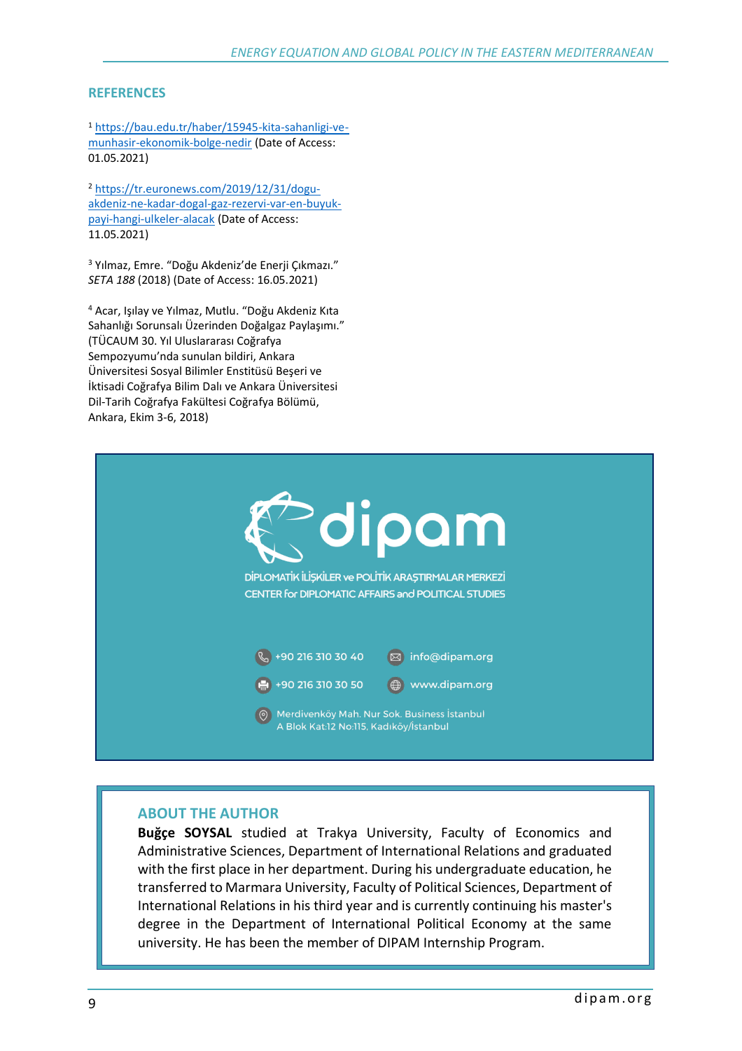## REFERENCES

[1] https://bau.edu.tr/haber/15945-kita-sahanligi-ve-munhasir-ekonomik-bolge-nedir (Date of Access: 01.05.2021)

[2] https://tr.euronews.com/2019/12/31/dogu-akdeniz-ne-kadar-dogal-gaz-rezervi-var-en-buyuk-payi-hangi-ulkeler-alacak (Date of Access: 11.05.2021)

[3] Yılmaz, Emre. "Doğu Akdeniz'de Enerji Çıkmazı." *SETA 188* (2018) (Date of Access: 16.05.2021)

[4] Acar, Işılay ve Yılmaz, Mutlu. "Doğu Akdeniz Kıta Sahanlığı Sorunsalı Üzerinden Doğalgaz Paylaşımı." (TÜCAUM 30. Yıl Uluslararası Coğrafya Sempozyumu'nda sunulan bildiri, Ankara Üniversitesi Sosyal Bilimler Enstitüsü Beşeri ve İktisadi Coğrafya Bilim Dalı ve Ankara Üniversitesi Dil-Tarih Coğrafya Fakültesi Coğrafya Bölümü, Ankara, Ekim 3-6, 2018)

dipam

DİPLOMATİK İLİŞKİLER ve POLİTİK ARAŞTIRMALAR MERKEZİ
CENTER for DIPLOMATIC AFFAIRS and POLITICAL STUDIES

+90 216 310 30 40
info@dipam.org
+90 216 310 30 50
www.dipam.org
Merdivenköy Mah. Nur Sok. Business İstanbul
A Blok Kat:12 No:115, Kadıköy/İstanbul

## ABOUT THE AUTHOR

**Buğçe SOYSAL** studied at Trakya University, Faculty of Economics and Administrative Sciences, Department of International Relations and graduated with the first place in her department. During his undergraduate education, he transferred to Marmara University, Faculty of Political Sciences, Department of International Relations in his third year and is currently continuing his master's degree in the Department of International Political Economy at the same university. He has been the member of DIPAM Internship Program.